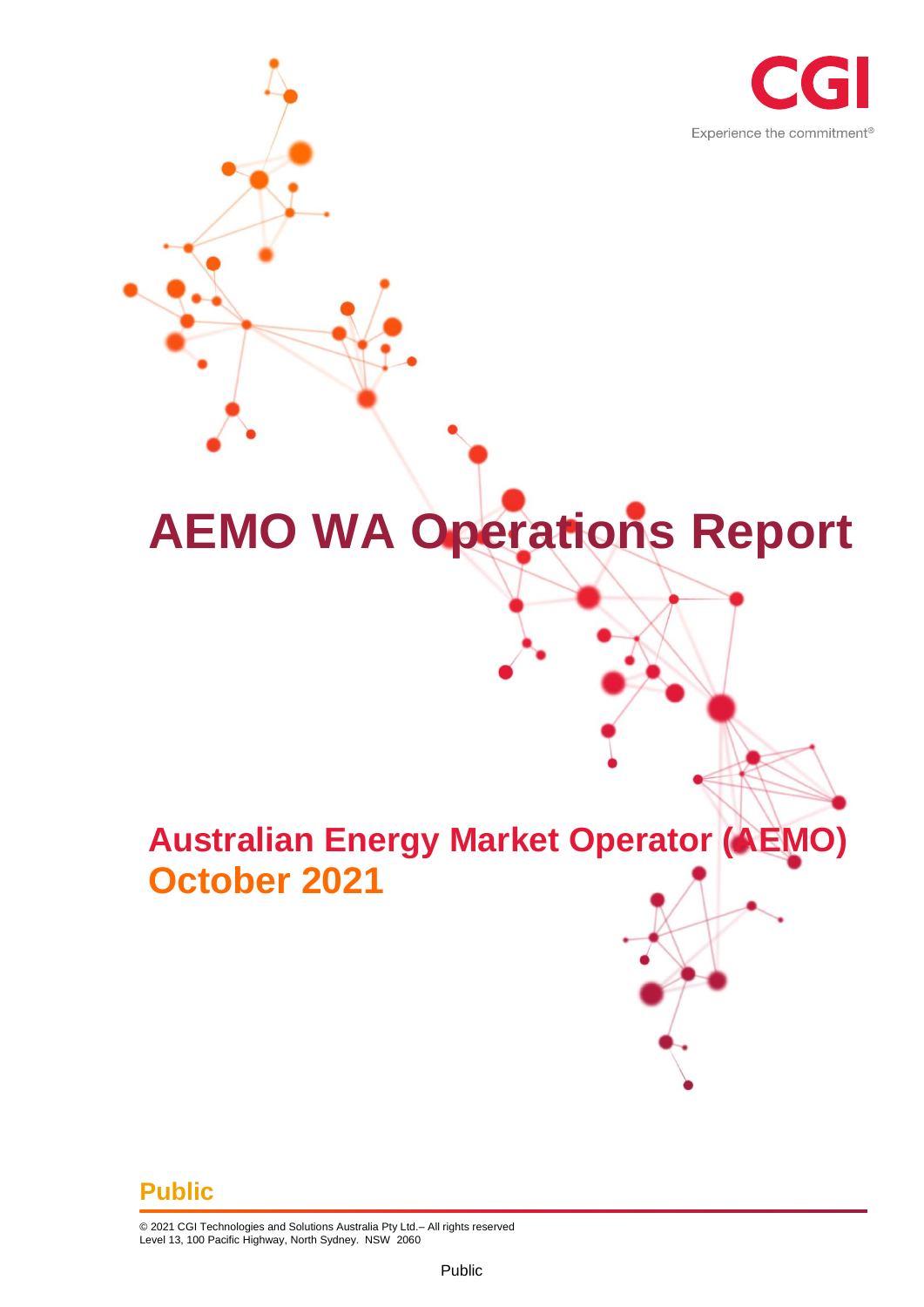CGI

Experience the commitment®

# AEMO WA Operations Report

## Australian Energy Market Operator (AEMO)

## October 2021

**Public**

© 2021 CGI Technologies and Solutions Australia Pty Ltd.– All rights reserved
Level 13, 100 Pacific Highway, North Sydney. NSW 2060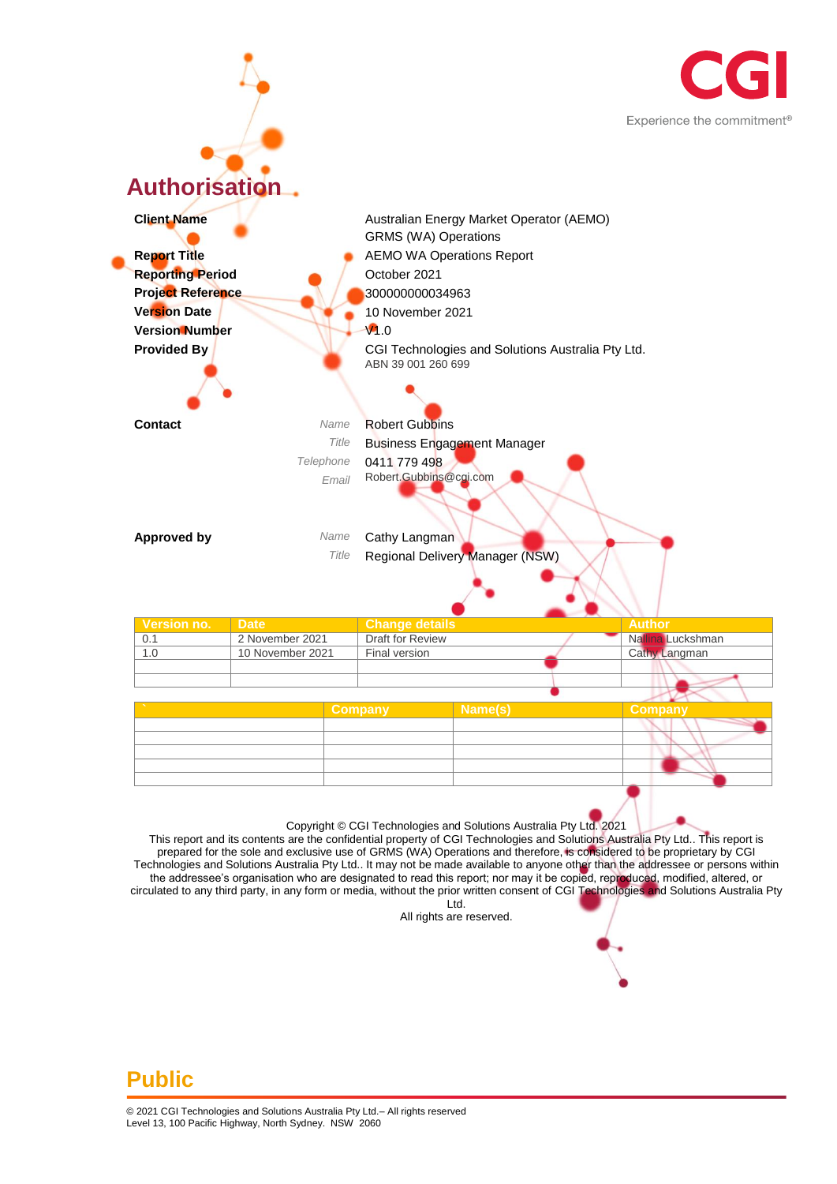CGI

Experience the commitment®

# Authorisation

| | | |
|---|---|---|
| **Client Name** | | Australian Energy Market Operator (AEMO)<br>GRMS (WA) Operations |
| **Report Title** | | AEMO WA Operations Report |
| **Reporting Period** | | October 2021 |
| **Project Reference** | | 300000000034963 |
| **Version Date** | | 10 November 2021 |
| **Version Number** | | V1.0 |
| **Provided By** | | CGI Technologies and Solutions Australia Pty Ltd.<br>ABN 39 001 260 699 |
| **Contact** | *Name* | Robert Gubbins |
| | *Title* | Business Engagement Manager |
| | *Telephone* | 0411 779 498 |
| | *Email* | Robert.Gubbins@cgi.com |
| **Approved by** | *Name* | Cathy Langman |
| | *Title* | Regional Delivery Manager (NSW) |

| Version no. | Date | Change details | Author |
|---|---|---|---|
| 0.1 | 2 November 2021 | Draft for Review | Nallina Luckshman |
| 1.0 | 10 November 2021 | Final version | Cathy Langman |
| | | | |
| | | | |

| ` | Company | Name(s) | Company |
|---|---|---|---|
| | | | |
| | | | |
| | | | |
| | | | |
| | | | |

Copyright © CGI Technologies and Solutions Australia Pty Ltd. 2021
This report and its contents are the confidential property of CGI Technologies and Solutions Australia Pty Ltd.. This report is prepared for the sole and exclusive use of GRMS (WA) Operations and therefore, is considered to be proprietary by CGI Technologies and Solutions Australia Pty Ltd.. It may not be made available to anyone other than the addressee or persons within the addressee's organisation who are designated to read this report; nor may it be copied, reproduced, modified, altered, or circulated to any third party, in any form or media, without the prior written consent of CGI Technologies and Solutions Australia Pty Ltd.
All rights are reserved.

**Public**

© 2021 CGI Technologies and Solutions Australia Pty Ltd.– All rights reserved
Level 13, 100 Pacific Highway, North Sydney. NSW 2060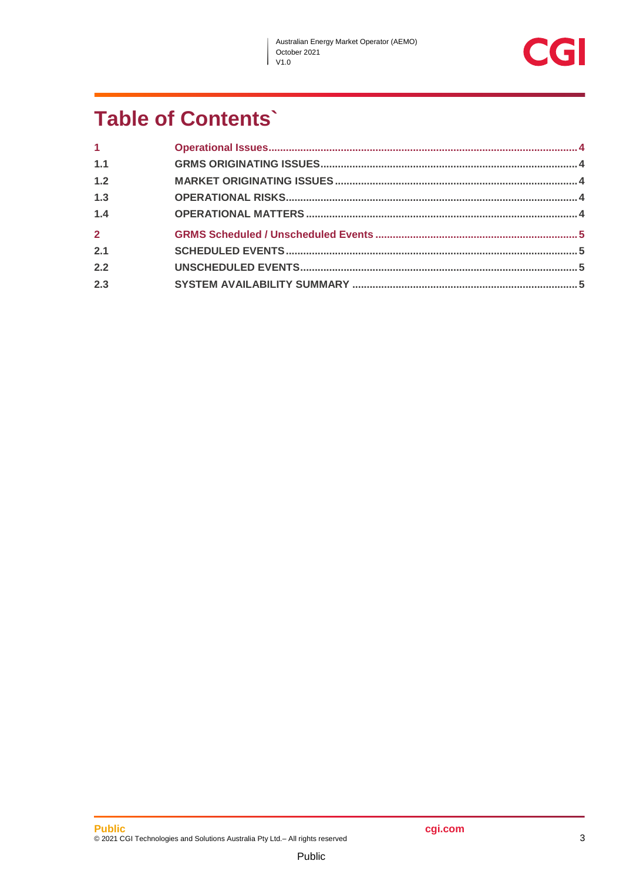# Table of Contents`

| | | |
|---|---|---|
| **1** | **Operational Issues** | **4** |
| **1.1** | **GRMS ORIGINATING ISSUES** | **4** |
| **1.2** | **MARKET ORIGINATING ISSUES** | **4** |
| **1.3** | **OPERATIONAL RISKS** | **4** |
| **1.4** | **OPERATIONAL MATTERS** | **4** |
| **2** | **GRMS Scheduled / Unscheduled Events** | **5** |
| **2.1** | **SCHEDULED EVENTS** | **5** |
| **2.2** | **UNSCHEDULED EVENTS** | **5** |
| **2.3** | **SYSTEM AVAILABILITY SUMMARY** | **5** |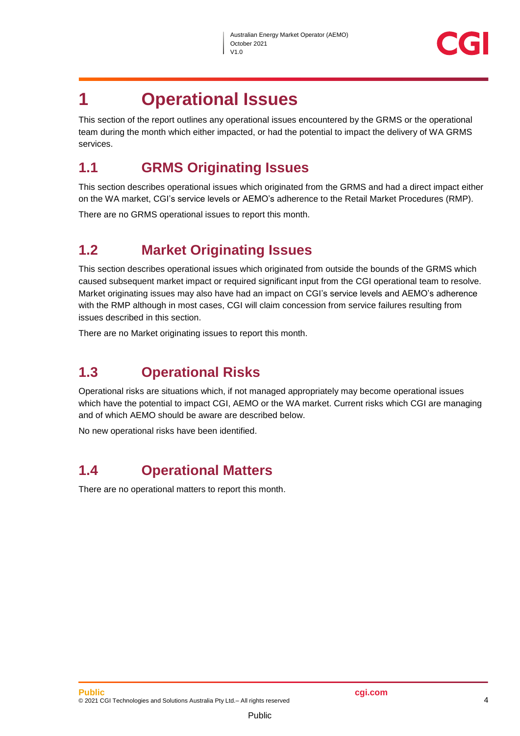# 1 Operational Issues

This section of the report outlines any operational issues encountered by the GRMS or the operational team during the month which either impacted, or had the potential to impact the delivery of WA GRMS services.

## 1.1 GRMS Originating Issues

This section describes operational issues which originated from the GRMS and had a direct impact either on the WA market, CGI's service levels or AEMO's adherence to the Retail Market Procedures (RMP).

There are no GRMS operational issues to report this month.

## 1.2 Market Originating Issues

This section describes operational issues which originated from outside the bounds of the GRMS which caused subsequent market impact or required significant input from the CGI operational team to resolve. Market originating issues may also have had an impact on CGI's service levels and AEMO's adherence with the RMP although in most cases, CGI will claim concession from service failures resulting from issues described in this section.

There are no Market originating issues to report this month.

## 1.3 Operational Risks

Operational risks are situations which, if not managed appropriately may become operational issues which have the potential to impact CGI, AEMO or the WA market. Current risks which CGI are managing and of which AEMO should be aware are described below.

No new operational risks have been identified.

## 1.4 Operational Matters

There are no operational matters to report this month.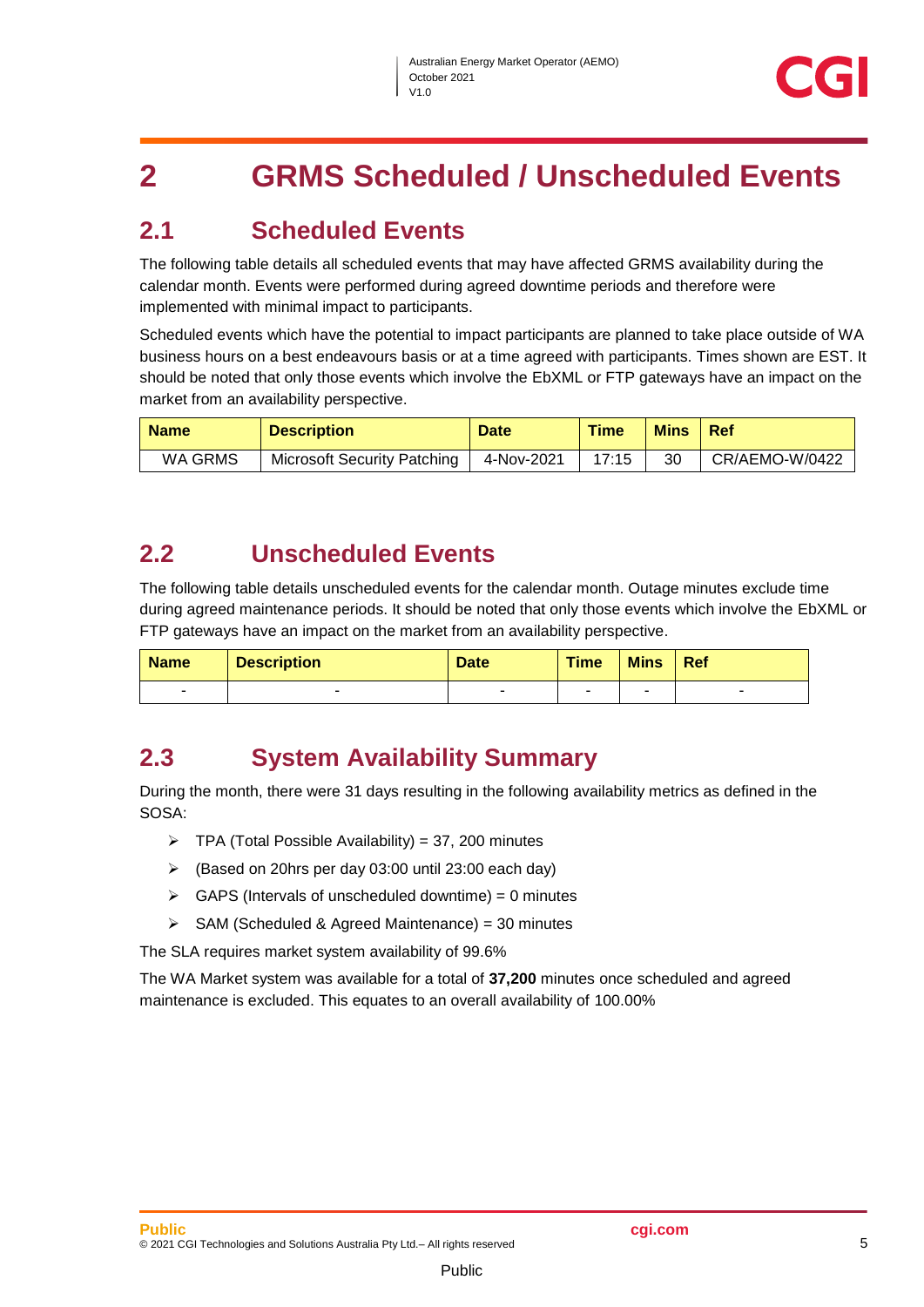# 2 GRMS Scheduled / Unscheduled Events

## 2.1 Scheduled Events

The following table details all scheduled events that may have affected GRMS availability during the calendar month. Events were performed during agreed downtime periods and therefore were implemented with minimal impact to participants.

Scheduled events which have the potential to impact participants are planned to take place outside of WA business hours on a best endeavours basis or at a time agreed with participants. Times shown are EST. It should be noted that only those events which involve the EbXML or FTP gateways have an impact on the market from an availability perspective.

| Name | Description | Date | Time | Mins | Ref |
|---|---|---|---|---|---|
| WA GRMS | Microsoft Security Patching | 4-Nov-2021 | 17:15 | 30 | CR/AEMO-W/0422 |

## 2.2 Unscheduled Events

The following table details unscheduled events for the calendar month. Outage minutes exclude time during agreed maintenance periods. It should be noted that only those events which involve the EbXML or FTP gateways have an impact on the market from an availability perspective.

| Name | Description | Date | Time | Mins | Ref |
|---|---|---|---|---|---|
| - | - | - | - | - | - |

## 2.3 System Availability Summary

During the month, there were 31 days resulting in the following availability metrics as defined in the SOSA:

- TPA (Total Possible Availability) = 37, 200 minutes
- (Based on 20hrs per day 03:00 until 23:00 each day)
- GAPS (Intervals of unscheduled downtime) = 0 minutes
- SAM (Scheduled & Agreed Maintenance) = 30 minutes

The SLA requires market system availability of 99.6%

The WA Market system was available for a total of **37,200** minutes once scheduled and agreed maintenance is excluded. This equates to an overall availability of 100.00%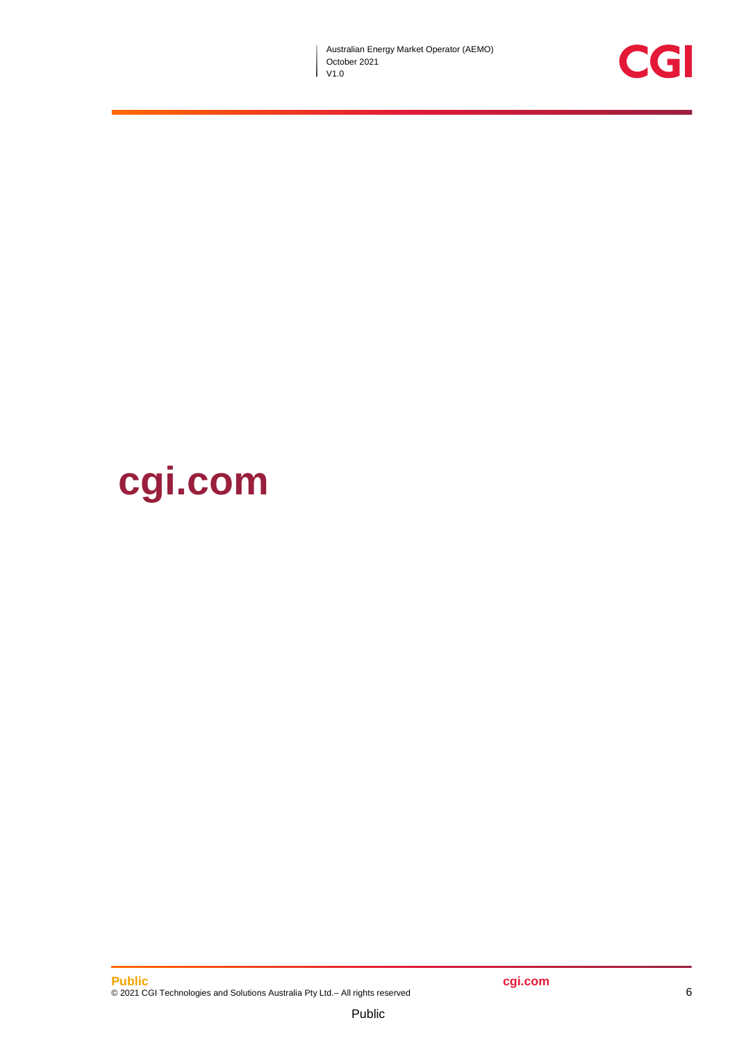# cgi.com